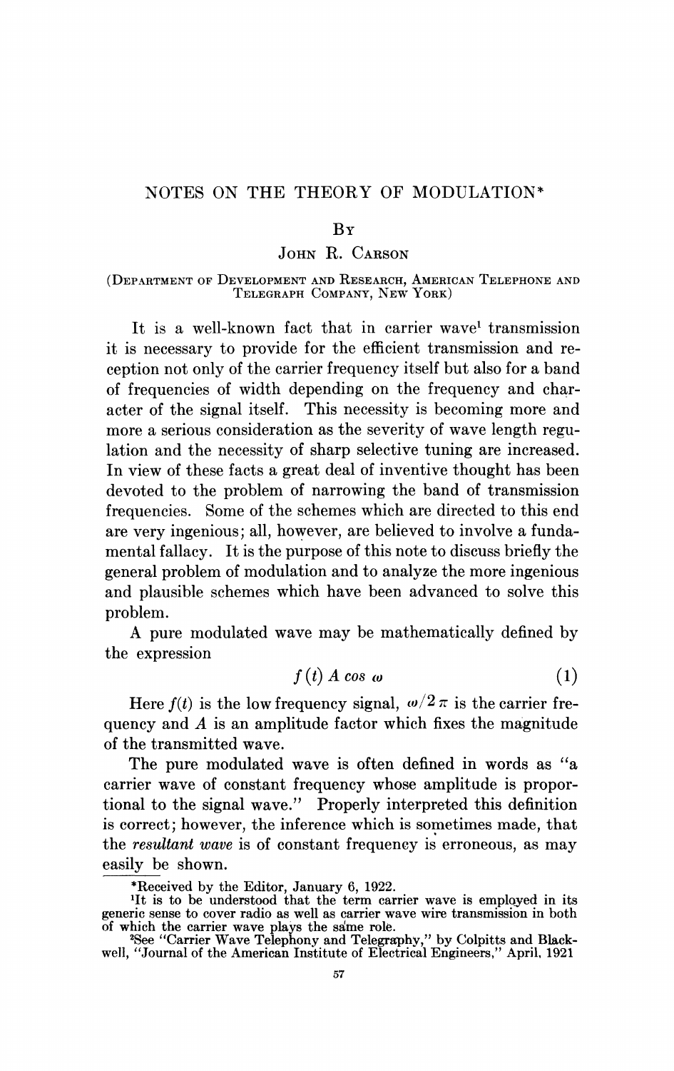# NOTES ON THE THEORY OF MODULATION*

By

John R. Carson

(Department of Development and Research, American Telephone and Telegraph Company, New York)

It is a well-known fact that in carrier wave[1] transmission it is necessary to provide for the efficient transmission and reception not only of the carrier frequency itself but also for a band of frequencies of width depending on the frequency and character of the signal itself. This necessity is becoming more and more a serious consideration as the severity of wave length regulation and the necessity of sharp selective tuning are increased. In view of these facts a great deal of inventive thought has been devoted to the problem of narrowing the band of transmission frequencies. Some of the schemes which are directed to this end are very ingenious; all, however, are believed to involve a fundamental fallacy. It is the purpose of this note to discuss briefly the general problem of modulation and to analyze the more ingenious and plausible schemes which have been advanced to solve this problem.

A pure modulated wave may be mathematically defined by the expression

$$f(t)\, A \cos \omega \tag{1}$$

Here $f(t)$ is the low frequency signal, $\omega/2\pi$ is the carrier frequency and $A$ is an amplitude factor which fixes the magnitude of the transmitted wave.

The pure modulated wave is often defined in words as "a carrier wave of constant frequency whose amplitude is proportional to the signal wave." Properly interpreted this definition is correct; however, the inference which is sometimes made, that the *resultant wave* is of constant frequency is erroneous, as may easily be shown.

*Received by the Editor, January 6, 1922.

[1]It is to be understood that the term carrier wave is employed in its generic sense to cover radio as well as carrier wave wire transmission in both of which the carrier wave plays the same role.

[2]See "Carrier Wave Telephony and Telegraphy," by Colpitts and Blackwell, "Journal of the American Institute of Electrical Engineers," April, 1921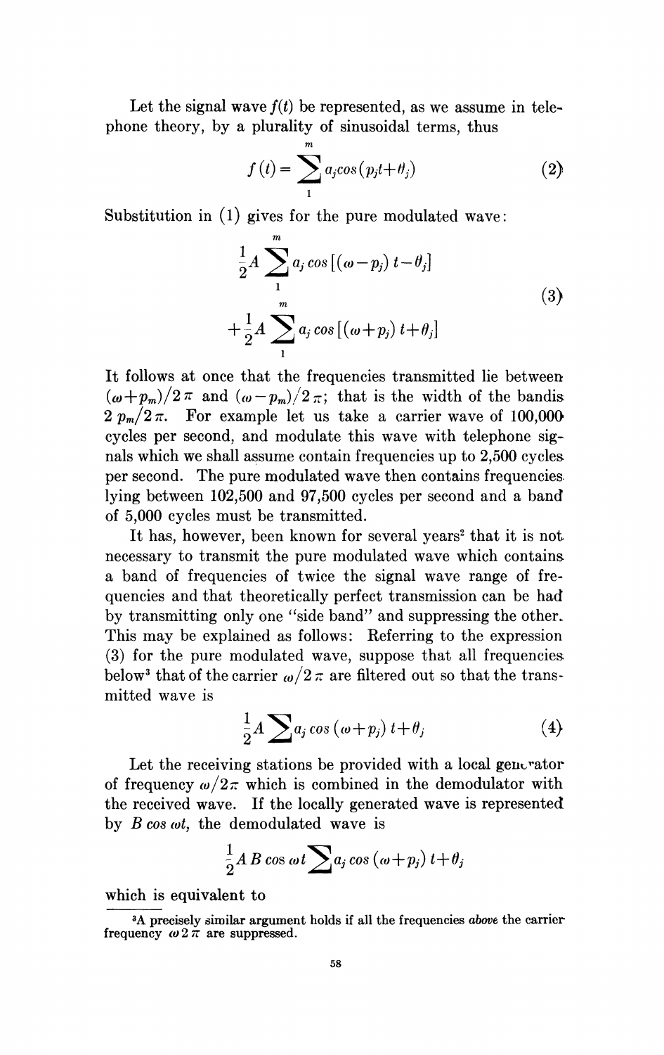Let the signal wave $f(t)$ be represented, as we assume in telephone theory, by a plurality of sinusoidal terms, thus

$$f(t) = \sum_{1}^{m} a_j cos(p_j t + \theta_j) \tag{2}$$

Substitution in (1) gives for the pure modulated wave:

$$\begin{aligned} &\frac{1}{2}A \sum_{1}^{m} a_j \cos\left[(\omega - p_j)\, t - \theta_j\right] \\ &+ \frac{1}{2}A \sum_{1}^{m} a_j \cos\left[(\omega + p_j)\, t + \theta_j\right] \end{aligned} \tag{3}$$

It follows at once that the frequencies transmitted lie between $(\omega + p_m)/2\pi$ and $(\omega - p_m)/2\pi$; that is the width of the band is $2\,p_m/2\pi$. For example let us take a carrier wave of 100,000 cycles per second, and modulate this wave with telephone signals which we shall assume contain frequencies up to 2,500 cycles per second. The pure modulated wave then contains frequencies lying between 102,500 and 97,500 cycles per second and a band of 5,000 cycles must be transmitted.

It has, however, been known for several years[2] that it is not necessary to transmit the pure modulated wave which contains a band of frequencies of twice the signal wave range of frequencies and that theoretically perfect transmission can be had by transmitting only one "side band" and suppressing the other. This may be explained as follows: Referring to the expression (3) for the pure modulated wave, suppose that all frequencies below[3] that of the carrier $\omega/2\pi$ are filtered out so that the transmitted wave is

$$\frac{1}{2}A \sum a_j \cos\,(\omega + p_j)\, t + \theta_j \tag{4}$$

Let the receiving stations be provided with a local generator of frequency $\omega/2\pi$ which is combined in the demodulator with the received wave. If the locally generated wave is represented by $B \cos \omega t$, the demodulated wave is

$$\frac{1}{2}A\, B \cos \omega t \sum a_j \cos\,(\omega + p_j)\, t + \theta_j$$

which is equivalent to

---

[3] A precisely similar argument holds if all the frequencies *above* the carrier frequency $\omega 2\pi$ are suppressed.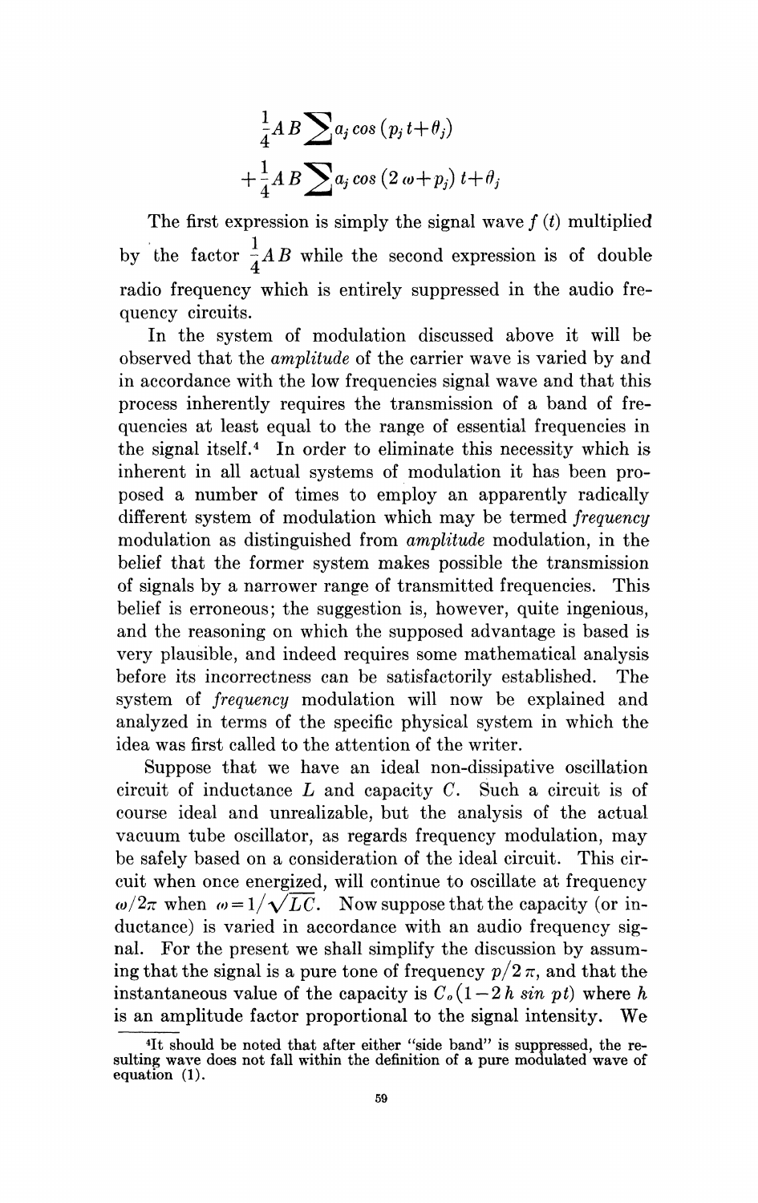$$\frac{1}{4} A B \sum a_j \cos (p_j t + \theta_j)$$
$$+ \frac{1}{4} A B \sum a_j \cos (2 \omega + p_j) t + \theta_j$$

The first expression is simply the signal wave $f(t)$ multiplied by the factor $\frac{1}{4} A B$ while the second expression is of double radio frequency which is entirely suppressed in the audio frequency circuits.

In the system of modulation discussed above it will be observed that the *amplitude* of the carrier wave is varied by and in accordance with the low frequencies signal wave and that this process inherently requires the transmission of a band of frequencies at least equal to the range of essential frequencies in the signal itself.[4] In order to eliminate this necessity which is inherent in all actual systems of modulation it has been proposed a number of times to employ an apparently radically different system of modulation which may be termed *frequency* modulation as distinguished from *amplitude* modulation, in the belief that the former system makes possible the transmission of signals by a narrower range of transmitted frequencies. This belief is erroneous; the suggestion is, however, quite ingenious, and the reasoning on which the supposed advantage is based is very plausible, and indeed requires some mathematical analysis before its incorrectness can be satisfactorily established. The system of *frequency* modulation will now be explained and analyzed in terms of the specific physical system in which the idea was first called to the attention of the writer.

Suppose that we have an ideal non-dissipative oscillation circuit of inductance $L$ and capacity $C$. Such a circuit is of course ideal and unrealizable, but the analysis of the actual vacuum tube oscillator, as regards frequency modulation, may be safely based on a consideration of the ideal circuit. This circuit when once energized, will continue to oscillate at frequency $\omega/2\pi$ when $\omega = 1/\sqrt{LC}$. Now suppose that the capacity (or inductance) is varied in accordance with an audio frequency signal. For the present we shall simplify the discussion by assuming that the signal is a pure tone of frequency $p/2\pi$, and that the instantaneous value of the capacity is $C_o(1 - 2h \sin pt)$ where $h$ is an amplitude factor proportional to the signal intensity. We

[4] It should be noted that after either "side band" is suppressed, the resulting wave does not fall within the definition of a pure modulated wave of equation (1).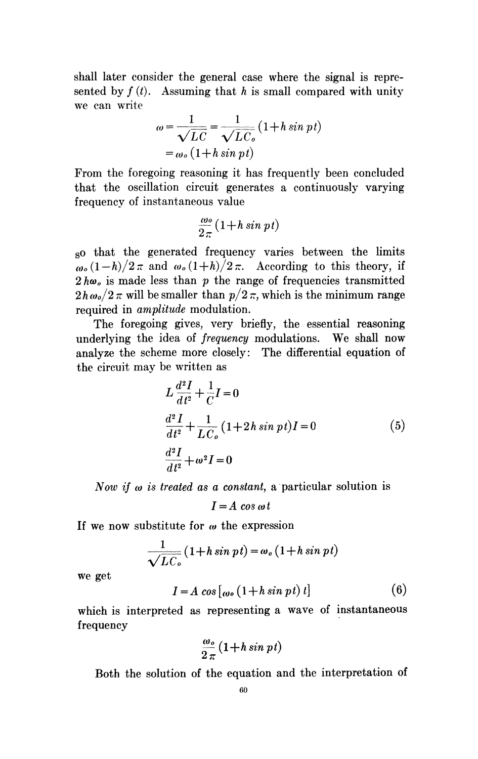shall later consider the general case where the signal is represented by $f(t)$. Assuming that $h$ is small compared with unity we can write

$$\omega = \frac{1}{\sqrt{LC}} = \frac{1}{\sqrt{LC_o}}(1+h \sin pt)$$
$$= \omega_o (1+h \sin pt)$$

From the foregoing reasoning it has frequently been concluded that the oscillation circuit generates a continuously varying frequency of instantaneous value

$$\frac{\omega_o}{2\pi}(1+h \sin pt)$$

so that the generated frequency varies between the limits $\omega_o(1-h)/2\pi$ and $\omega_o(1+h)/2\pi$. According to this theory, if $2h\omega_o$ is made less than $p$ the range of frequencies transmitted $2h\omega_o/2\pi$ will be smaller than $p/2\pi$, which is the minimum range required in *amplitude* modulation.

The foregoing gives, very briefly, the essential reasoning underlying the idea of *frequency* modulations. We shall now analyze the scheme more closely: The differential equation of the circuit may be written as

$$L\frac{d^2I}{dt^2} + \frac{1}{C}I = 0$$
$$\frac{d^2I}{dt^2} + \frac{1}{LC_o}(1+2h \sin pt)I = 0 \tag{5}$$
$$\frac{d^2I}{dt^2} + \omega^2 I = 0$$

*Now if $\omega$ is treated as a constant,* a particular solution is

$$I = A \cos \omega t$$

If we now substitute for $\omega$ the expression

$$\frac{1}{\sqrt{LC_o}}(1+h \sin pt) = \omega_o (1+h \sin pt)$$

we get

$$I = A \cos [\omega_o (1+h \sin pt)\, t] \tag{6}$$

which is interpreted as representing a wave of instantaneous frequency

$$\frac{\omega_o}{2\pi}(1+h \sin pt)$$

Both the solution of the equation and the interpretation of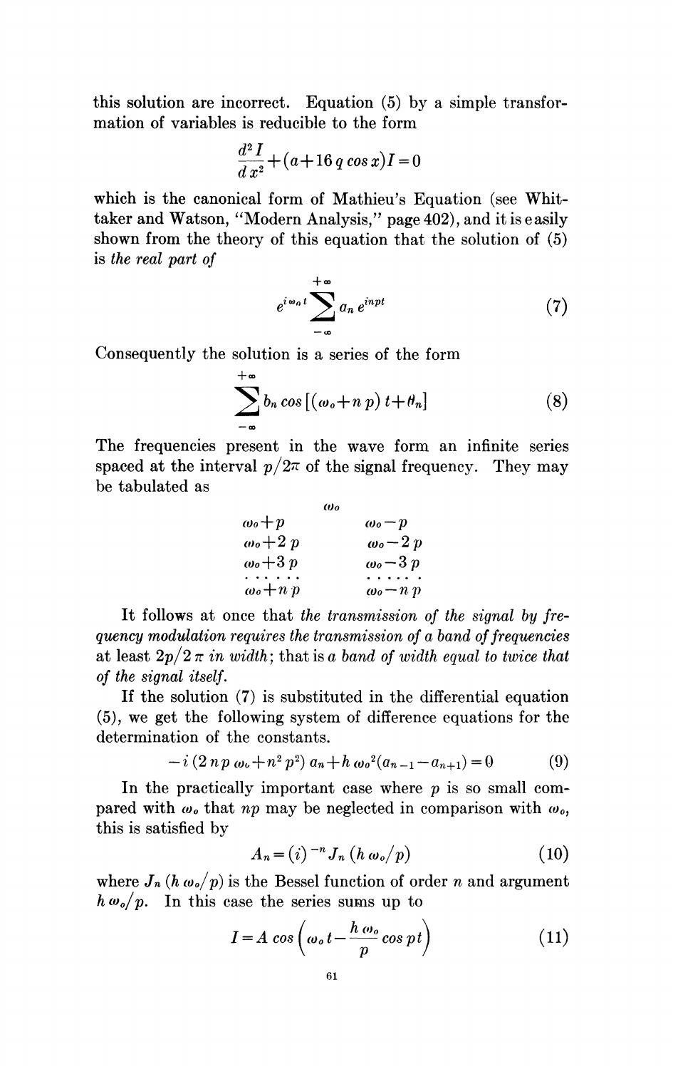this solution are incorrect. Equation (5) by a simple transformation of variables is reducible to the form

$$\frac{d^2 I}{d x^2} + (a + 16\, q \cos x) I = 0$$

which is the canonical form of Mathieu's Equation (see Whittaker and Watson, "Modern Analysis," page 402), and it is easily shown from the theory of this equation that the solution of (5) is *the real part of*

$$e^{i \omega_0 t} \sum_{-\infty}^{+\infty} a_n e^{inpt} \tag{7}$$

Consequently the solution is a series of the form

$$\sum_{-\infty}^{+\infty} b_n \cos\left[(\omega_o + n\, p)\, t + \theta_n\right] \tag{8}$$

The frequencies present in the wave form an infinite series spaced at the interval $p/2\pi$ of the signal frequency. They may be tabulated as

$$\omega_o$$

| | |
|---|---|
| $\omega_o + p$ | $\omega_o - p$ |
| $\omega_o + 2\, p$ | $\omega_o - 2\, p$ |
| $\omega_o + 3\, p$ | $\omega_o - 3\, p$ |
| . . . . . . | . . . . . . |
| $\omega_o + n\, p$ | $\omega_o - n\, p$ |

It follows at once that *the transmission of the signal by frequency modulation requires the transmission of a band of frequencies* at least $2p/2\,\pi$ *in width*; that is *a band of width equal to twice that of the signal itself.*

If the solution (7) is substituted in the differential equation (5), we get the following system of difference equations for the determination of the constants.

$$-i\,(2\, n\, p\, \omega_o + n^2 p^2)\, a_n + h\, \omega_o^2 (a_{n-1} - a_{n+1}) = 0 \tag{9}$$

In the practically important case where $p$ is so small compared with $\omega_o$ that $np$ may be neglected in comparison with $\omega_o$, this is satisfied by

$$A_n = (i)^{-n} J_n\,(h\, \omega_o/p) \tag{10}$$

where $J_n\,(h\, \omega_o/p)$ is the Bessel function of order $n$ and argument $h\, \omega_o/p$. In this case the series sums up to

$$I = A \cos\left(\omega_o\, t - \frac{h\, \omega_o}{p} \cos p\, t\right) \tag{11}$$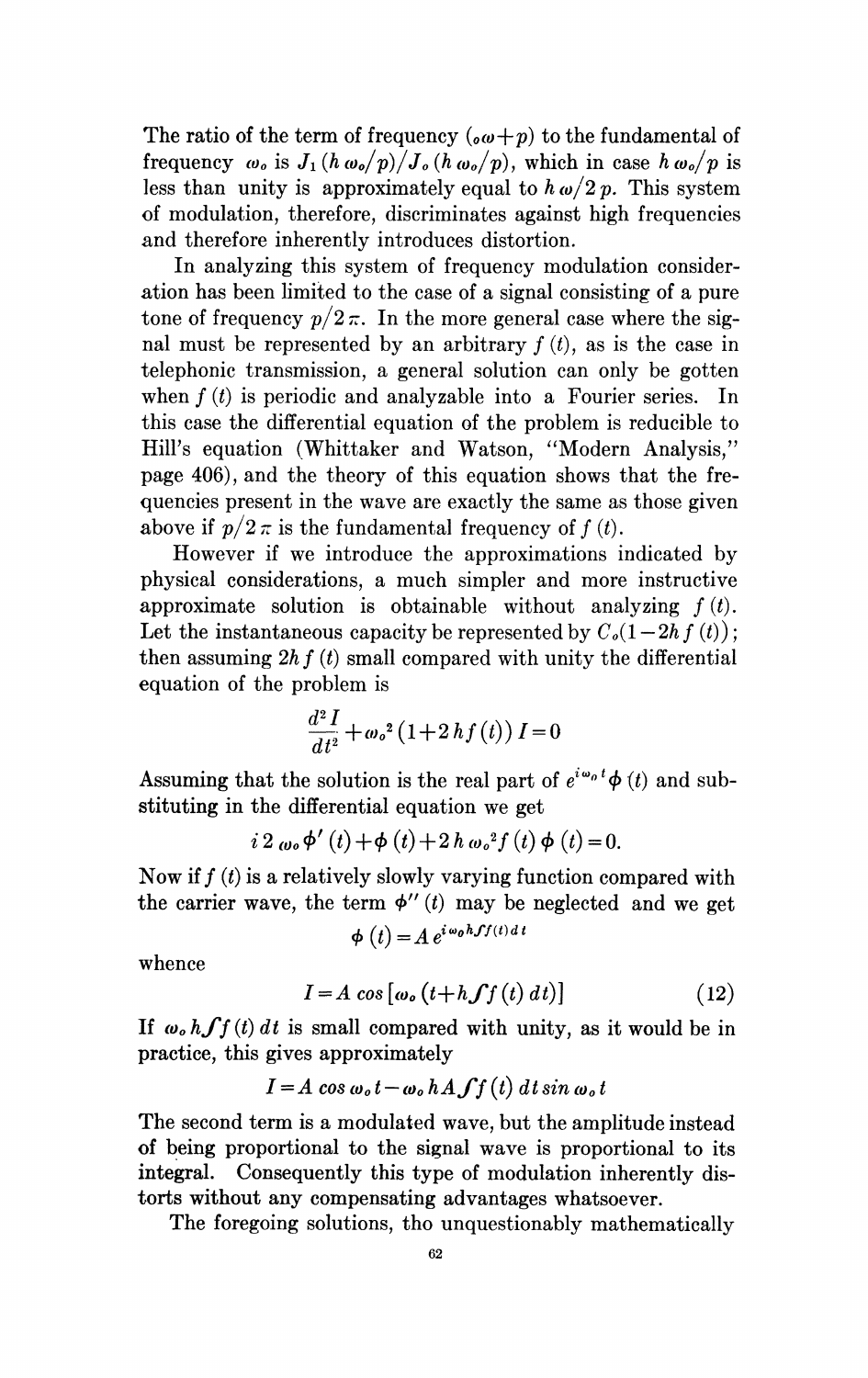The ratio of the term of frequency $({}_o\omega + p)$ to the fundamental of frequency $\omega_o$ is $J_1(h\,\omega_o/p)/J_o(h\,\omega_o/p)$, which in case $h\,\omega_o/p$ is less than unity is approximately equal to $h\,\omega/2\,p$. This system of modulation, therefore, discriminates against high frequencies and therefore inherently introduces distortion.

In analyzing this system of frequency modulation consideration has been limited to the case of a signal consisting of a pure tone of frequency $p/2\pi$. In the more general case where the signal must be represented by an arbitrary $f(t)$, as is the case in telephonic transmission, a general solution can only be gotten when $f(t)$ is periodic and analyzable into a Fourier series. In this case the differential equation of the problem is reducible to Hill's equation (Whittaker and Watson, "Modern Analysis," page 406), and the theory of this equation shows that the frequencies present in the wave are exactly the same as those given above if $p/2\pi$ is the fundamental frequency of $f(t)$.

However if we introduce the approximations indicated by physical considerations, a much simpler and more instructive approximate solution is obtainable without analyzing $f(t)$. Let the instantaneous capacity be represented by $C_o(1-2h\,f(t))$; then assuming $2h\,f(t)$ small compared with unity the differential equation of the problem is

$$\frac{d^2 I}{dt^2} + \omega_o^2 \left(1 + 2\,h f(t)\right) I = 0$$

Assuming that the solution is the real part of $e^{i\omega_o t}\phi(t)$ and substituting in the differential equation we get

$$i\,2\,\omega_o \phi'(t) + \phi(t) + 2\,h\,\omega_o^2 f(t)\,\phi(t) = 0.$$

Now if $f(t)$ is a relatively slowly varying function compared with the carrier wave, the term $\phi''(t)$ may be neglected and we get

$$\phi(t) = A\,e^{i\omega_o h \int f(t)\,dt}$$

whence

$$I = A\cos\left[\omega_o\left(t + h\int f(t)\,dt\right)\right] \qquad (12)$$

If $\omega_o h\int f(t)\,dt$ is small compared with unity, as it would be in practice, this gives approximately

$$I = A\cos\omega_o t - \omega_o h A \int f(t)\,dt \sin\omega_o t$$

The second term is a modulated wave, but the amplitude instead of being proportional to the signal wave is proportional to its integral. Consequently this type of modulation inherently distorts without any compensating advantages whatsoever.

The foregoing solutions, tho unquestionably mathematically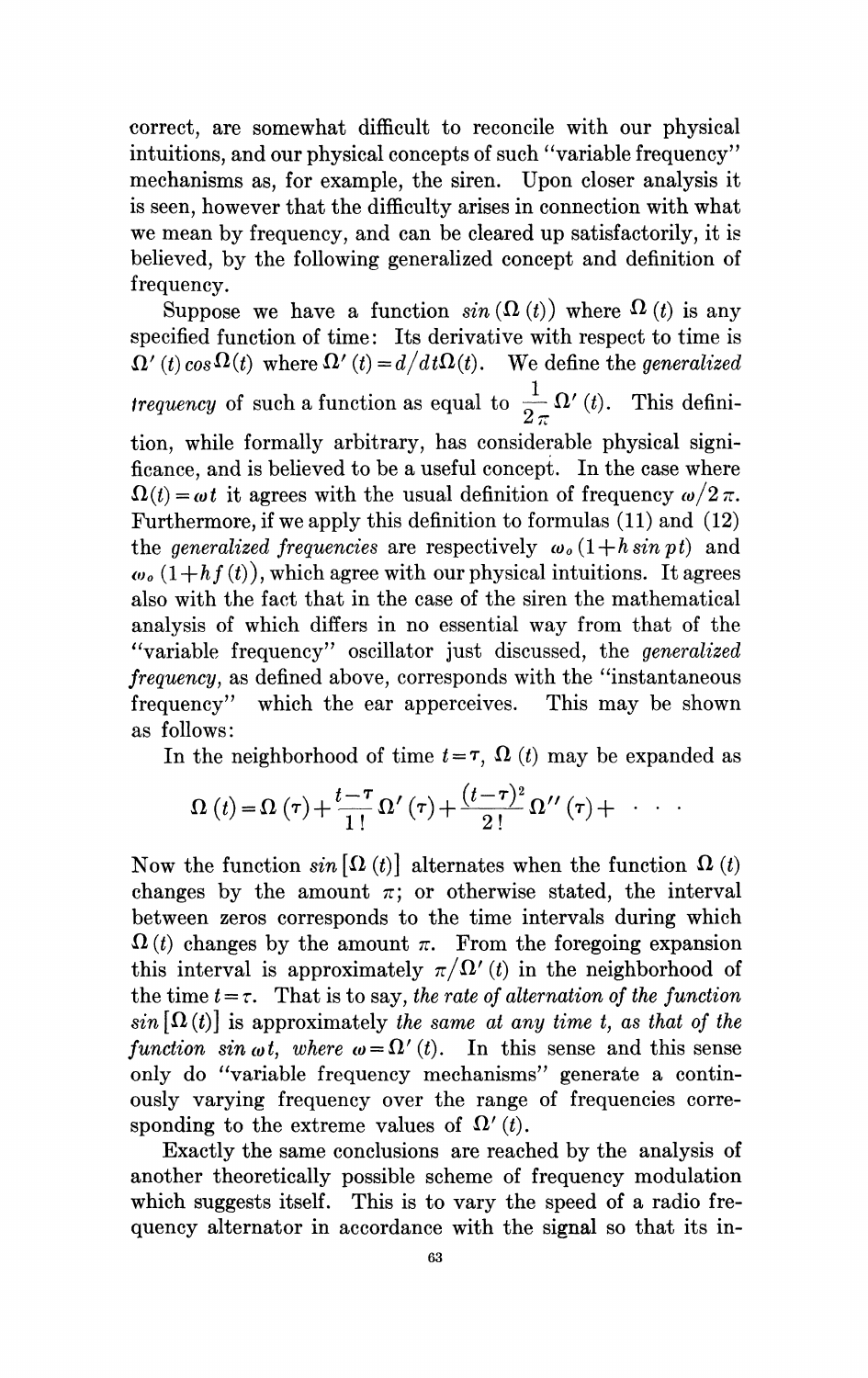correct, are somewhat difficult to reconcile with our physical intuitions, and our physical concepts of such "variable frequency" mechanisms as, for example, the siren. Upon closer analysis it is seen, however that the difficulty arises in connection with what we mean by frequency, and can be cleared up satisfactorily, it is believed, by the following generalized concept and definition of frequency.

Suppose we have a function $sin\,(\Omega\,(t))$ where $\Omega\,(t)$ is any specified function of time: Its derivative with respect to time is $\Omega'\,(t)\,cos\,\Omega(t)$ where $\Omega'\,(t) = d/dt\Omega(t)$. We define the *generalized frequency* of such a function as equal to $\frac{1}{2\pi}\,\Omega'\,(t)$. This definition, while formally arbitrary, has considerable physical significance, and is believed to be a useful concept. In the case where $\Omega(t) = \omega t$ it agrees with the usual definition of frequency $\omega/2\pi$. Furthermore, if we apply this definition to formulas (11) and (12) the *generalized frequencies* are respectively $\omega_o\,(1 + h\,sin\,pt)$ and $\omega_o\,(1 + hf\,(t))$, which agree with our physical intuitions. It agrees also with the fact that in the case of the siren the mathematical analysis of which differs in no essential way from that of the "variable frequency" oscillator just discussed, the *generalized frequency,* as defined above, corresponds with the "instantaneous frequency" which the ear apperceives. This may be shown as follows:

In the neighborhood of time $t = \tau$, $\Omega\,(t)$ may be expanded as

$$\Omega\,(t) = \Omega\,(\tau) + \frac{t-\tau}{1!}\,\Omega'\,(\tau) + \frac{(t-\tau)^2}{2!}\,\Omega''\,(\tau) + \cdots$$

Now the function $sin\,[\Omega\,(t)]$ alternates when the function $\Omega\,(t)$ changes by the amount $\pi$; or otherwise stated, the interval between zeros corresponds to the time intervals during which $\Omega\,(t)$ changes by the amount $\pi$. From the foregoing expansion this interval is approximately $\pi/\Omega'\,(t)$ in the neighborhood of the time $t = \tau$. That is to say, *the rate of alternation of the function* $sin\,[\Omega\,(t)]$ is approximately *the same at any time t, as that of the function* $sin\,\omega t$, *where* $\omega = \Omega'\,(t)$. In this sense and this sense only do "variable frequency mechanisms" generate a continuously varying frequency over the range of frequencies corresponding to the extreme values of $\Omega'\,(t)$.

Exactly the same conclusions are reached by the analysis of another theoretically possible scheme of frequency modulation which suggests itself. This is to vary the speed of a radio frequency alternator in accordance with the signal so that its in-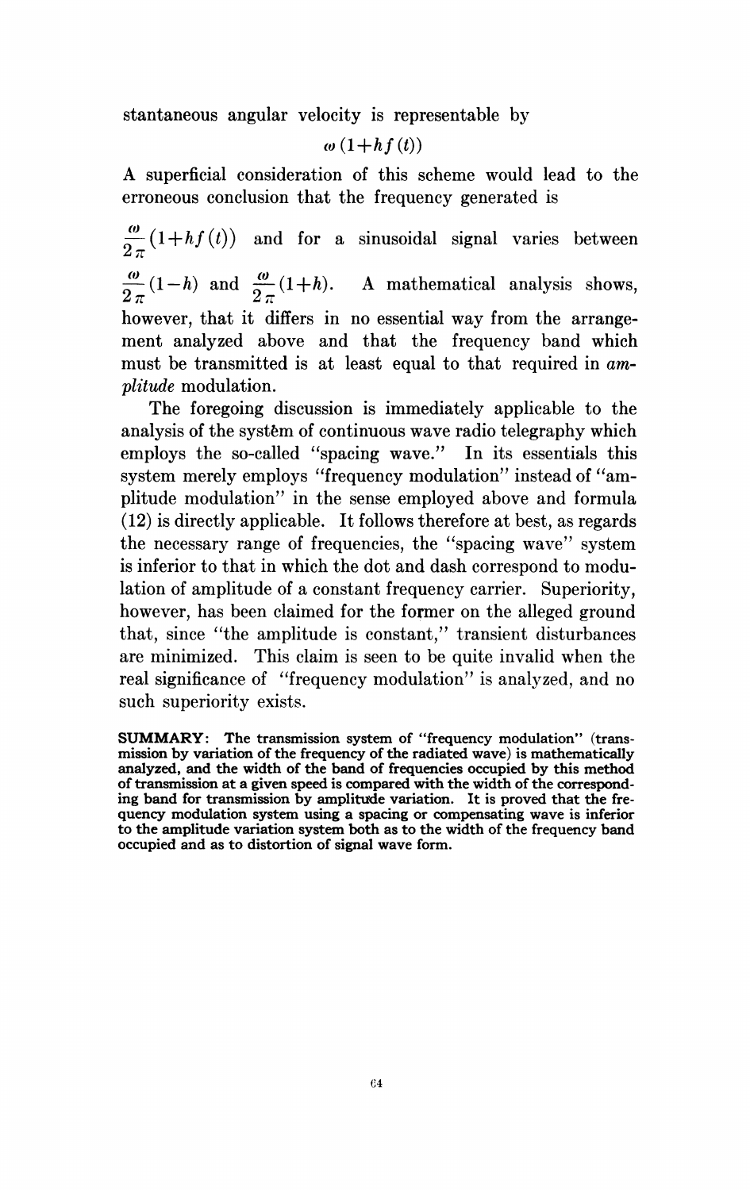stantaneous angular velocity is representable by

$$\omega\,(1+hf\,(t))$$

A superficial consideration of this scheme would lead to the erroneous conclusion that the frequency generated is

$\frac{\omega}{2\pi}(1+hf\,(t))$ and for a sinusoidal signal varies between $\frac{\omega}{2\pi}(1-h)$ and $\frac{\omega}{2\pi}(1+h)$. A mathematical analysis shows, however, that it differs in no essential way from the arrangement analyzed above and that the frequency band which must be transmitted is at least equal to that required in *amplitude* modulation.

The foregoing discussion is immediately applicable to the analysis of the systẽm of continuous wave radio telegraphy which employs the so-called "spacing wave." In its essentials this system merely employs "frequency modulation" instead of "amplitude modulation" in the sense employed above and formula (12) is directly applicable. It follows therefore at best, as regards the necessary range of frequencies, the "spacing wave" system is inferior to that in which the dot and dash correspond to modulation of amplitude of a constant frequency carrier. Superiority, however, has been claimed for the former on the alleged ground that, since "the amplitude is constant," transient disturbances are minimized. This claim is seen to be quite invalid when the real significance of "frequency modulation" is analyzed, and no such superiority exists.

**SUMMARY: The transmission system of "frequency modulation" (transmission by variation of the frequency of the radiated wave) is mathematically analyzed, and the width of the band of frequencies occupied by this method of transmission at a given speed is compared with the width of the corresponding band for transmission by amplitude variation. It is proved that the frequency modulation system using a spacing or compensating wave is inferior to the amplitude variation system both as to the width of the frequency band occupied and as to distortion of signal wave form.**